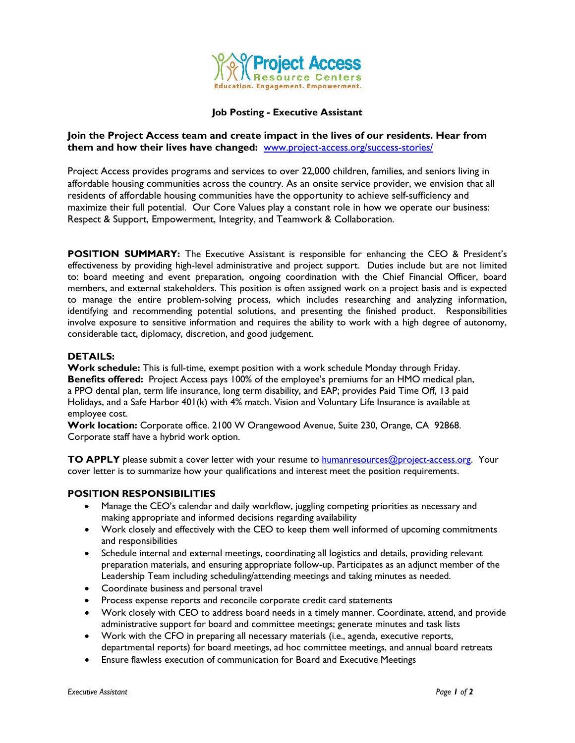# Job Posting - Executive Assistant

**Join the Project Access team and create impact in the lives of our residents. Hear from them and how their lives have changed:** www.project-access.org/success-stories/

Project Access provides programs and services to over 22,000 children, families, and seniors living in affordable housing communities across the country. As an onsite service provider, we envision that all residents of affordable housing communities have the opportunity to achieve self-sufficiency and maximize their full potential. Our Core Values play a constant role in how we operate our business: Respect & Support, Empowerment, Integrity, and Teamwork & Collaboration.

**POSITION SUMMARY:** The Executive Assistant is responsible for enhancing the CEO & President's effectiveness by providing high-level administrative and project support. Duties include but are not limited to: board meeting and event preparation, ongoing coordination with the Chief Financial Officer, board members, and external stakeholders. This position is often assigned work on a project basis and is expected to manage the entire problem-solving process, which includes researching and analyzing information, identifying and recommending potential solutions, and presenting the finished product. Responsibilities involve exposure to sensitive information and requires the ability to work with a high degree of autonomy, considerable tact, diplomacy, discretion, and good judgement.

## DETAILS:

**Work schedule:** This is full-time, exempt position with a work schedule Monday through Friday.
**Benefits offered:** Project Access pays 100% of the employee's premiums for an HMO medical plan, a PPO dental plan, term life insurance, long term disability, and EAP; provides Paid Time Off, 13 paid Holidays, and a Safe Harbor 401(k) with 4% match. Vision and Voluntary Life Insurance is available at employee cost.
**Work location:** Corporate office. 2100 W Orangewood Avenue, Suite 230, Orange, CA 92868. Corporate staff have a hybrid work option.

**TO APPLY** please submit a cover letter with your resume to humanresources@project-access.org. Your cover letter is to summarize how your qualifications and interest meet the position requirements.

## POSITION RESPONSIBILITIES

- Manage the CEO's calendar and daily workflow, juggling competing priorities as necessary and making appropriate and informed decisions regarding availability
- Work closely and effectively with the CEO to keep them well informed of upcoming commitments and responsibilities
- Schedule internal and external meetings, coordinating all logistics and details, providing relevant preparation materials, and ensuring appropriate follow-up. Participates as an adjunct member of the Leadership Team including scheduling/attending meetings and taking minutes as needed.
- Coordinate business and personal travel
- Process expense reports and reconcile corporate credit card statements
- Work closely with CEO to address board needs in a timely manner. Coordinate, attend, and provide administrative support for board and committee meetings; generate minutes and task lists
- Work with the CFO in preparing all necessary materials (i.e., agenda, executive reports, departmental reports) for board meetings, ad hoc committee meetings, and annual board retreats
- Ensure flawless execution of communication for Board and Executive Meetings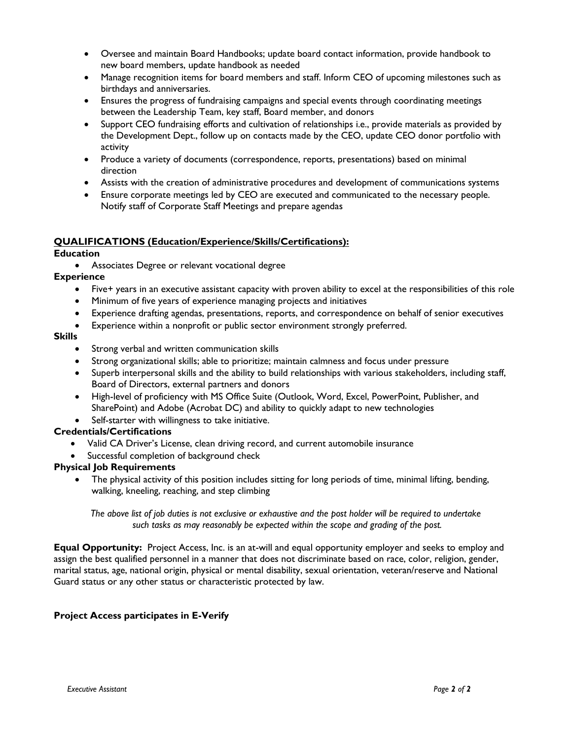- Oversee and maintain Board Handbooks; update board contact information, provide handbook to new board members, update handbook as needed
- Manage recognition items for board members and staff. Inform CEO of upcoming milestones such as birthdays and anniversaries.
- Ensures the progress of fundraising campaigns and special events through coordinating meetings between the Leadership Team, key staff, Board member, and donors
- Support CEO fundraising efforts and cultivation of relationships i.e., provide materials as provided by the Development Dept., follow up on contacts made by the CEO, update CEO donor portfolio with activity
- Produce a variety of documents (correspondence, reports, presentations) based on minimal direction
- Assists with the creation of administrative procedures and development of communications systems
- Ensure corporate meetings led by CEO are executed and communicated to the necessary people. Notify staff of Corporate Staff Meetings and prepare agendas

## QUALIFICATIONS (Education/Experience/Skills/Certifications):

**Education**

- Associates Degree or relevant vocational degree

**Experience**

- Five+ years in an executive assistant capacity with proven ability to excel at the responsibilities of this role
- Minimum of five years of experience managing projects and initiatives
- Experience drafting agendas, presentations, reports, and correspondence on behalf of senior executives
- Experience within a nonprofit or public sector environment strongly preferred.

**Skills**

- Strong verbal and written communication skills
- Strong organizational skills; able to prioritize; maintain calmness and focus under pressure
- Superb interpersonal skills and the ability to build relationships with various stakeholders, including staff, Board of Directors, external partners and donors
- High-level of proficiency with MS Office Suite (Outlook, Word, Excel, PowerPoint, Publisher, and SharePoint) and Adobe (Acrobat DC) and ability to quickly adapt to new technologies
- Self-starter with willingness to take initiative.

**Credentials/Certifications**

- Valid CA Driver's License, clean driving record, and current automobile insurance
- Successful completion of background check

**Physical Job Requirements**

- The physical activity of this position includes sitting for long periods of time, minimal lifting, bending, walking, kneeling, reaching, and step climbing

*The above list of job duties is not exclusive or exhaustive and the post holder will be required to undertake such tasks as may reasonably be expected within the scope and grading of the post.*

**Equal Opportunity:** Project Access, Inc. is an at-will and equal opportunity employer and seeks to employ and assign the best qualified personnel in a manner that does not discriminate based on race, color, religion, gender, marital status, age, national origin, physical or mental disability, sexual orientation, veteran/reserve and National Guard status or any other status or characteristic protected by law.

**Project Access participates in E-Verify**